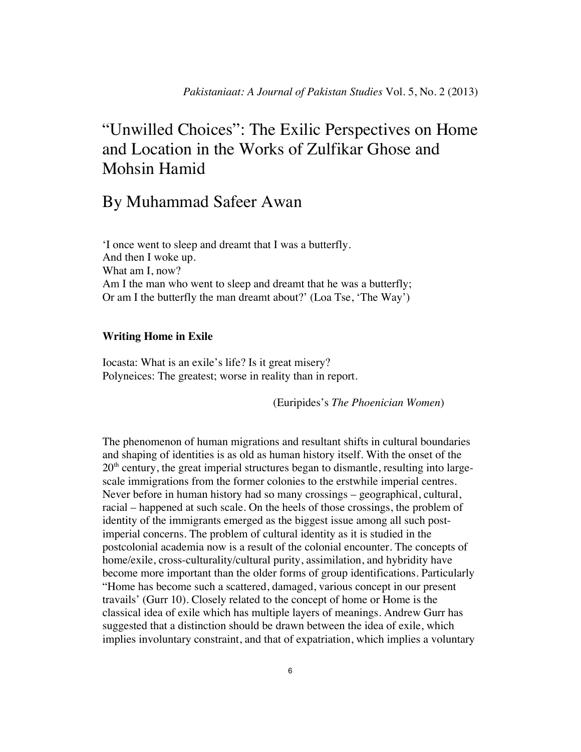# "Unwilled Choices": The Exilic Perspectives on Home and Location in the Works of Zulfikar Ghose and Mohsin Hamid

## By Muhammad Safeer Awan

'I once went to sleep and dreamt that I was a butterfly.
And then I woke up.
What am I, now?
Am I the man who went to sleep and dreamt that he was a butterfly;
Or am I the butterfly the man dreamt about?' (Loa Tse, 'The Way')

### Writing Home in Exile

Iocasta: What is an exile's life? Is it great misery?
Polyneices: The greatest; worse in reality than in report.

(Euripides's *The Phoenician Women*)

The phenomenon of human migrations and resultant shifts in cultural boundaries and shaping of identities is as old as human history itself. With the onset of the 20th century, the great imperial structures began to dismantle, resulting into large-scale immigrations from the former colonies to the erstwhile imperial centres. Never before in human history had so many crossings – geographical, cultural, racial – happened at such scale. On the heels of those crossings, the problem of identity of the immigrants emerged as the biggest issue among all such post-imperial concerns. The problem of cultural identity as it is studied in the postcolonial academia now is a result of the colonial encounter. The concepts of home/exile, cross-culturality/cultural purity, assimilation, and hybridity have become more important than the older forms of group identifications. Particularly "Home has become such a scattered, damaged, various concept in our present travails' (Gurr 10). Closely related to the concept of home or Home is the classical idea of exile which has multiple layers of meanings. Andrew Gurr has suggested that a distinction should be drawn between the idea of exile, which implies involuntary constraint, and that of expatriation, which implies a voluntary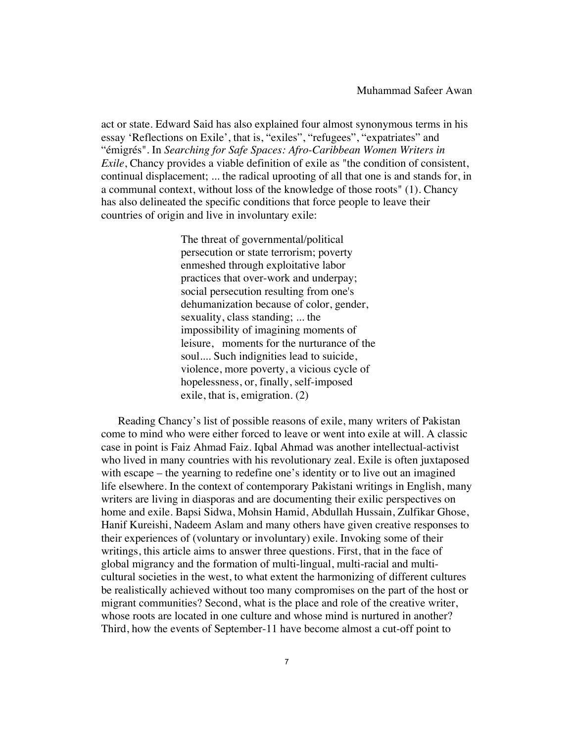act or state. Edward Said has also explained four almost synonymous terms in his essay 'Reflections on Exile', that is, "exiles", "refugees", "expatriates" and "émigrés". In *Searching for Safe Spaces: Afro-Caribbean Women Writers in Exile*, Chancy provides a viable definition of exile as "the condition of consistent, continual displacement; ... the radical uprooting of all that one is and stands for, in a communal context, without loss of the knowledge of those roots" (1). Chancy has also delineated the specific conditions that force people to leave their countries of origin and live in involuntary exile:

> The threat of governmental/political persecution or state terrorism; poverty enmeshed through exploitative labor practices that over-work and underpay; social persecution resulting from one's dehumanization because of color, gender, sexuality, class standing; ... the impossibility of imagining moments of leisure, moments for the nurturance of the soul.... Such indignities lead to suicide, violence, more poverty, a vicious cycle of hopelessness, or, finally, self-imposed exile, that is, emigration. (2)

Reading Chancy's list of possible reasons of exile, many writers of Pakistan come to mind who were either forced to leave or went into exile at will. A classic case in point is Faiz Ahmad Faiz. Iqbal Ahmad was another intellectual-activist who lived in many countries with his revolutionary zeal. Exile is often juxtaposed with escape – the yearning to redefine one's identity or to live out an imagined life elsewhere. In the context of contemporary Pakistani writings in English, many writers are living in diasporas and are documenting their exilic perspectives on home and exile. Bapsi Sidwa, Mohsin Hamid, Abdullah Hussain, Zulfikar Ghose, Hanif Kureishi, Nadeem Aslam and many others have given creative responses to their experiences of (voluntary or involuntary) exile. Invoking some of their writings, this article aims to answer three questions. First, that in the face of global migrancy and the formation of multi-lingual, multi-racial and multi-cultural societies in the west, to what extent the harmonizing of different cultures be realistically achieved without too many compromises on the part of the host or migrant communities? Second, what is the place and role of the creative writer, whose roots are located in one culture and whose mind is nurtured in another? Third, how the events of September-11 have become almost a cut-off point to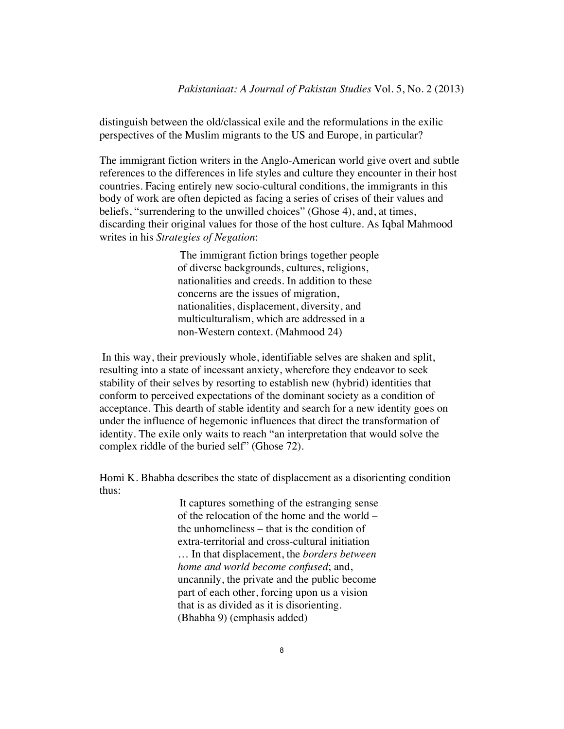distinguish between the old/classical exile and the reformulations in the exilic perspectives of the Muslim migrants to the US and Europe, in particular?

The immigrant fiction writers in the Anglo-American world give overt and subtle references to the differences in life styles and culture they encounter in their host countries. Facing entirely new socio-cultural conditions, the immigrants in this body of work are often depicted as facing a series of crises of their values and beliefs, "surrendering to the unwilled choices" (Ghose 4), and, at times, discarding their original values for those of the host culture. As Iqbal Mahmood writes in his *Strategies of Negation*:

> The immigrant fiction brings together people of diverse backgrounds, cultures, religions, nationalities and creeds. In addition to these concerns are the issues of migration, nationalities, displacement, diversity, and multiculturalism, which are addressed in a non-Western context. (Mahmood 24)

In this way, their previously whole, identifiable selves are shaken and split, resulting into a state of incessant anxiety, wherefore they endeavor to seek stability of their selves by resorting to establish new (hybrid) identities that conform to perceived expectations of the dominant society as a condition of acceptance. This dearth of stable identity and search for a new identity goes on under the influence of hegemonic influences that direct the transformation of identity. The exile only waits to reach "an interpretation that would solve the complex riddle of the buried self" (Ghose 72).

Homi K. Bhabha describes the state of displacement as a disorienting condition thus:

> It captures something of the estranging sense of the relocation of the home and the world – the unhomeliness – that is the condition of extra-territorial and cross-cultural initiation … In that displacement, the *borders between home and world become confused*; and, uncannily, the private and the public become part of each other, forcing upon us a vision that is as divided as it is disorienting. (Bhabha 9) (emphasis added)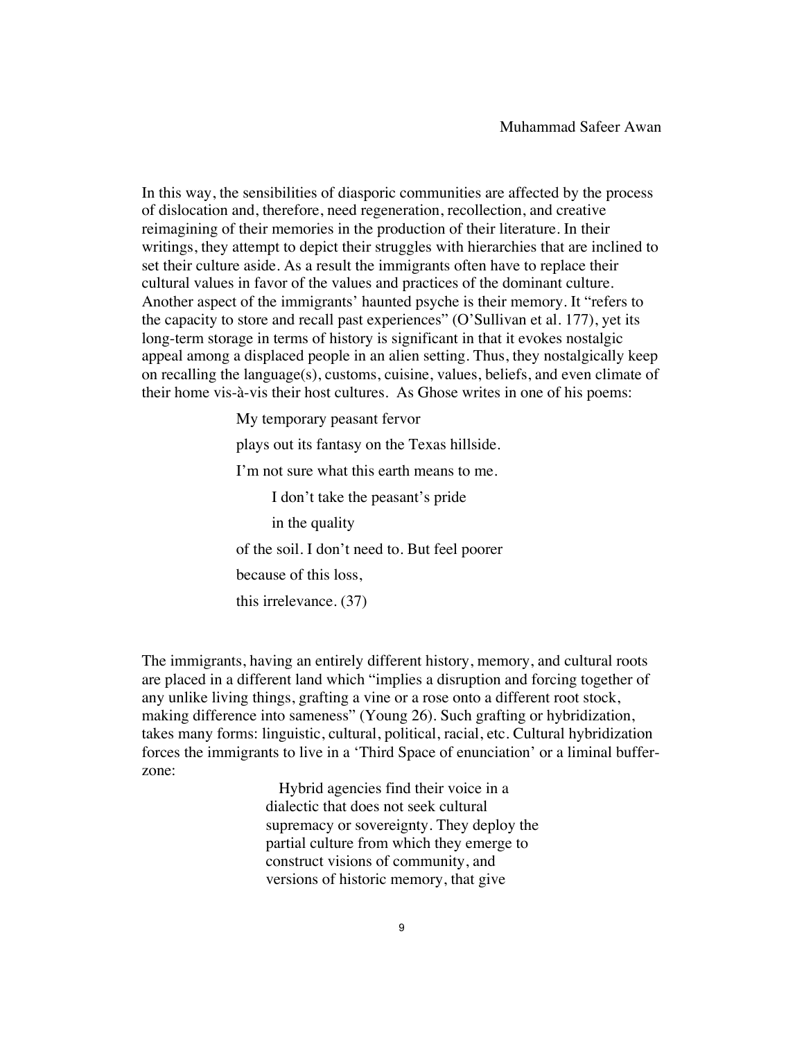In this way, the sensibilities of diasporic communities are affected by the process of dislocation and, therefore, need regeneration, recollection, and creative reimagining of their memories in the production of their literature. In their writings, they attempt to depict their struggles with hierarchies that are inclined to set their culture aside. As a result the immigrants often have to replace their cultural values in favor of the values and practices of the dominant culture. Another aspect of the immigrants' haunted psyche is their memory. It "refers to the capacity to store and recall past experiences" (O'Sullivan et al. 177), yet its long-term storage in terms of history is significant in that it evokes nostalgic appeal among a displaced people in an alien setting. Thus, they nostalgically keep on recalling the language(s), customs, cuisine, values, beliefs, and even climate of their home vis-à-vis their host cultures. As Ghose writes in one of his poems:

> My temporary peasant fervor
>
> plays out its fantasy on the Texas hillside.
>
> I'm not sure what this earth means to me.
>
> &nbsp;&nbsp;&nbsp;&nbsp;I don't take the peasant's pride
>
> &nbsp;&nbsp;&nbsp;&nbsp;in the quality
>
> of the soil. I don't need to. But feel poorer
>
> because of this loss,
>
> this irrelevance. (37)

The immigrants, having an entirely different history, memory, and cultural roots are placed in a different land which "implies a disruption and forcing together of any unlike living things, grafting a vine or a rose onto a different root stock, making difference into sameness" (Young 26). Such grafting or hybridization, takes many forms: linguistic, cultural, political, racial, etc. Cultural hybridization forces the immigrants to live in a 'Third Space of enunciation' or a liminal buffer-zone:

> Hybrid agencies find their voice in a dialectic that does not seek cultural supremacy or sovereignty. They deploy the partial culture from which they emerge to construct visions of community, and versions of historic memory, that give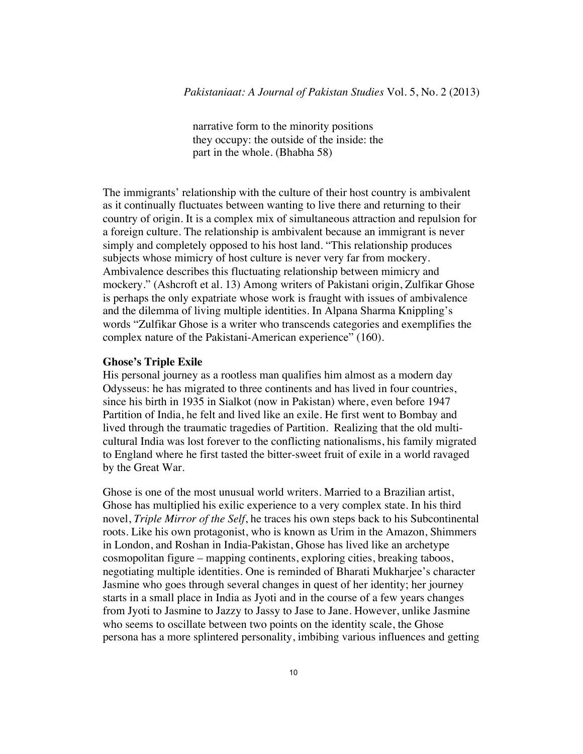> narrative form to the minority positions they occupy: the outside of the inside: the part in the whole. (Bhabha 58)

The immigrants' relationship with the culture of their host country is ambivalent as it continually fluctuates between wanting to live there and returning to their country of origin. It is a complex mix of simultaneous attraction and repulsion for a foreign culture. The relationship is ambivalent because an immigrant is never simply and completely opposed to his host land. "This relationship produces subjects whose mimicry of host culture is never very far from mockery. Ambivalence describes this fluctuating relationship between mimicry and mockery." (Ashcroft et al. 13) Among writers of Pakistani origin, Zulfikar Ghose is perhaps the only expatriate whose work is fraught with issues of ambivalence and the dilemma of living multiple identities. In Alpana Sharma Knippling's words "Zulfikar Ghose is a writer who transcends categories and exemplifies the complex nature of the Pakistani-American experience" (160).

**Ghose's Triple Exile**

His personal journey as a rootless man qualifies him almost as a modern day Odysseus: he has migrated to three continents and has lived in four countries, since his birth in 1935 in Sialkot (now in Pakistan) where, even before 1947 Partition of India, he felt and lived like an exile. He first went to Bombay and lived through the traumatic tragedies of Partition. Realizing that the old multi-cultural India was lost forever to the conflicting nationalisms, his family migrated to England where he first tasted the bitter-sweet fruit of exile in a world ravaged by the Great War.

Ghose is one of the most unusual world writers. Married to a Brazilian artist, Ghose has multiplied his exilic experience to a very complex state. In his third novel, *Triple Mirror of the Self*, he traces his own steps back to his Subcontinental roots. Like his own protagonist, who is known as Urim in the Amazon, Shimmers in London, and Roshan in India-Pakistan, Ghose has lived like an archetype cosmopolitan figure – mapping continents, exploring cities, breaking taboos, negotiating multiple identities. One is reminded of Bharati Mukharjee's character Jasmine who goes through several changes in quest of her identity; her journey starts in a small place in India as Jyoti and in the course of a few years changes from Jyoti to Jasmine to Jazzy to Jassy to Jase to Jane. However, unlike Jasmine who seems to oscillate between two points on the identity scale, the Ghose persona has a more splintered personality, imbibing various influences and getting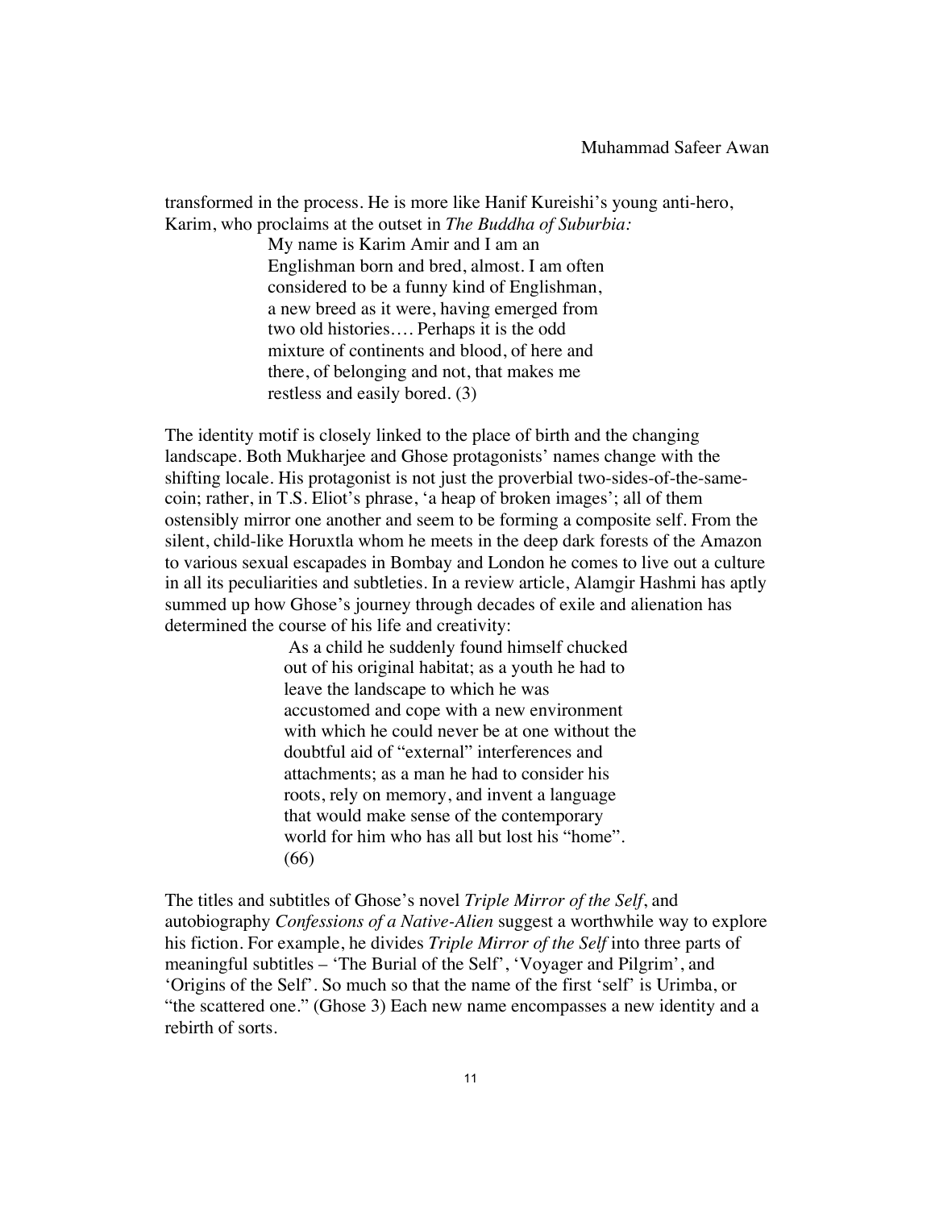transformed in the process. He is more like Hanif Kureishi's young anti-hero, Karim, who proclaims at the outset in *The Buddha of Suburbia:*

> My name is Karim Amir and I am an Englishman born and bred, almost. I am often considered to be a funny kind of Englishman, a new breed as it were, having emerged from two old histories…. Perhaps it is the odd mixture of continents and blood, of here and there, of belonging and not, that makes me restless and easily bored. (3)

The identity motif is closely linked to the place of birth and the changing landscape. Both Mukharjee and Ghose protagonists' names change with the shifting locale. His protagonist is not just the proverbial two-sides-of-the-same-coin; rather, in T.S. Eliot's phrase, 'a heap of broken images'; all of them ostensibly mirror one another and seem to be forming a composite self. From the silent, child-like Horuxtla whom he meets in the deep dark forests of the Amazon to various sexual escapades in Bombay and London he comes to live out a culture in all its peculiarities and subtleties. In a review article, Alamgir Hashmi has aptly summed up how Ghose's journey through decades of exile and alienation has determined the course of his life and creativity:

> As a child he suddenly found himself chucked out of his original habitat; as a youth he had to leave the landscape to which he was accustomed and cope with a new environment with which he could never be at one without the doubtful aid of "external" interferences and attachments; as a man he had to consider his roots, rely on memory, and invent a language that would make sense of the contemporary world for him who has all but lost his "home". (66)

The titles and subtitles of Ghose's novel *Triple Mirror of the Self*, and autobiography *Confessions of a Native-Alien* suggest a worthwhile way to explore his fiction. For example, he divides *Triple Mirror of the Self* into three parts of meaningful subtitles – 'The Burial of the Self', 'Voyager and Pilgrim', and 'Origins of the Self'. So much so that the name of the first 'self' is Urimba, or "the scattered one." (Ghose 3) Each new name encompasses a new identity and a rebirth of sorts.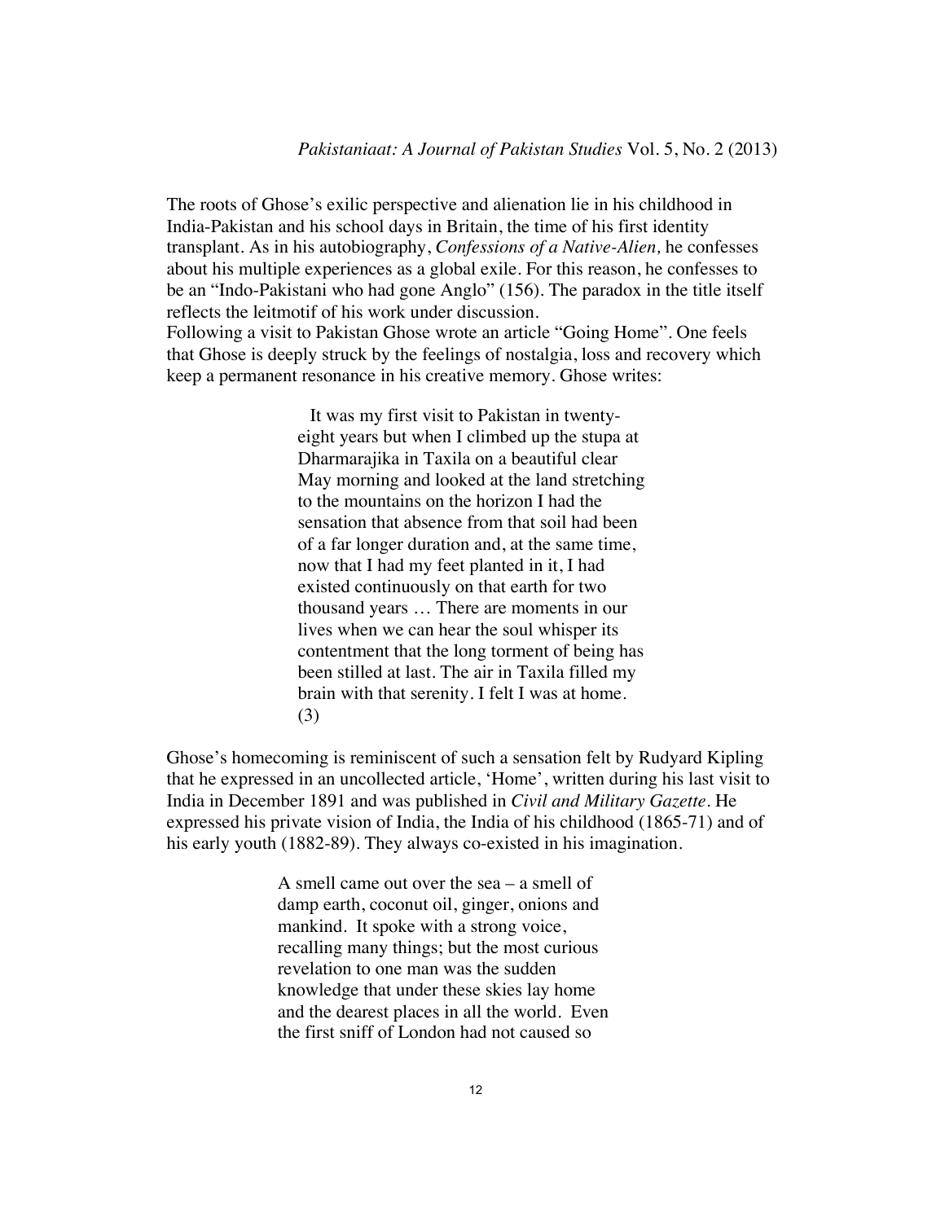The roots of Ghose's exilic perspective and alienation lie in his childhood in India-Pakistan and his school days in Britain, the time of his first identity transplant. As in his autobiography, *Confessions of a Native-Alien,* he confesses about his multiple experiences as a global exile. For this reason, he confesses to be an "Indo-Pakistani who had gone Anglo" (156). The paradox in the title itself reflects the leitmotif of his work under discussion.

Following a visit to Pakistan Ghose wrote an article "Going Home". One feels that Ghose is deeply struck by the feelings of nostalgia, loss and recovery which keep a permanent resonance in his creative memory. Ghose writes:

> It was my first visit to Pakistan in twenty-eight years but when I climbed up the stupa at Dharmarajika in Taxila on a beautiful clear May morning and looked at the land stretching to the mountains on the horizon I had the sensation that absence from that soil had been of a far longer duration and, at the same time, now that I had my feet planted in it, I had existed continuously on that earth for two thousand years … There are moments in our lives when we can hear the soul whisper its contentment that the long torment of being has been stilled at last. The air in Taxila filled my brain with that serenity. I felt I was at home. (3)

Ghose's homecoming is reminiscent of such a sensation felt by Rudyard Kipling that he expressed in an uncollected article, 'Home', written during his last visit to India in December 1891 and was published in *Civil and Military Gazette*. He expressed his private vision of India, the India of his childhood (1865-71) and of his early youth (1882-89). They always co-existed in his imagination.

> A smell came out over the sea – a smell of damp earth, coconut oil, ginger, onions and mankind. It spoke with a strong voice, recalling many things; but the most curious revelation to one man was the sudden knowledge that under these skies lay home and the dearest places in all the world. Even the first sniff of London had not caused so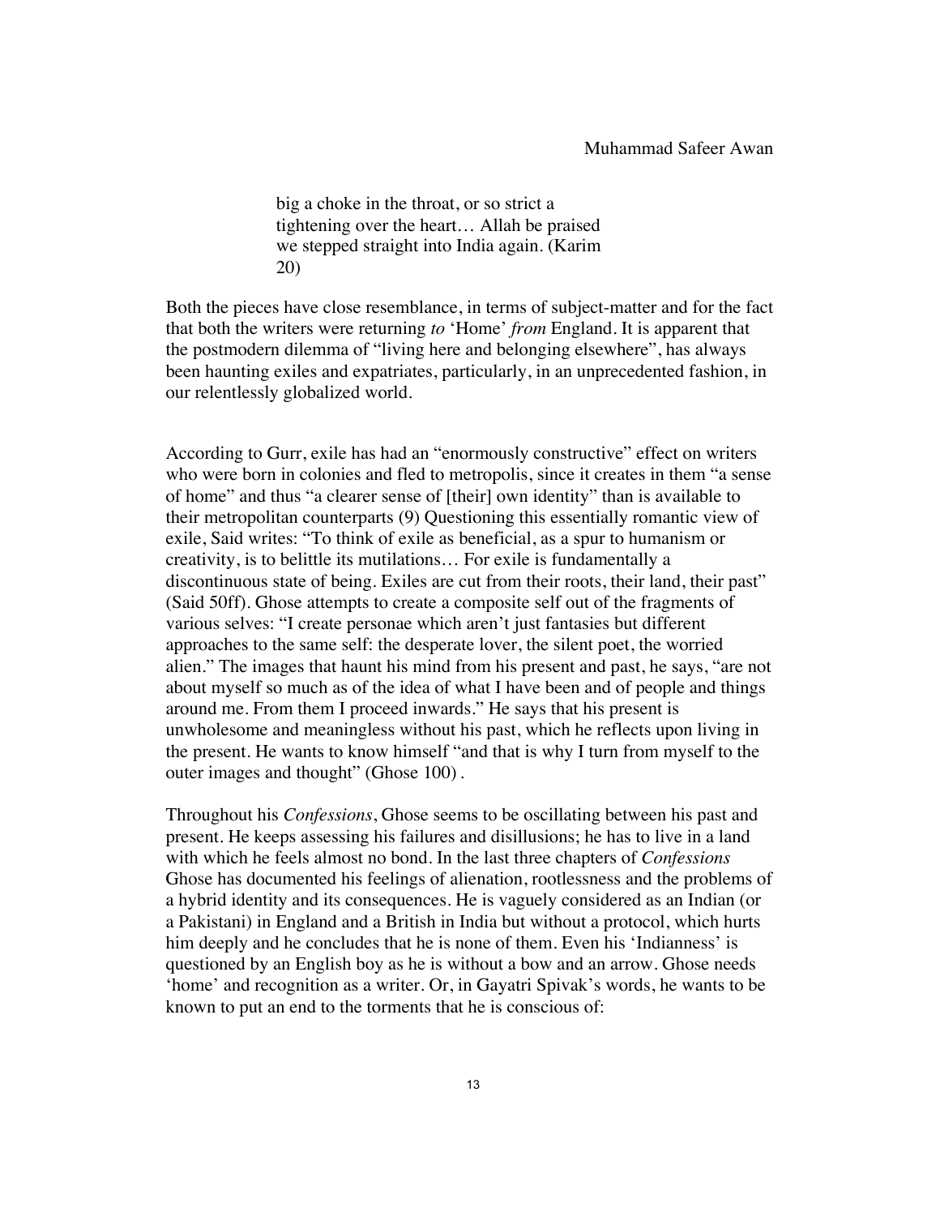> big a choke in the throat, or so strict a tightening over the heart… Allah be praised we stepped straight into India again. (Karim 20)

Both the pieces have close resemblance, in terms of subject-matter and for the fact that both the writers were returning *to* 'Home' *from* England. It is apparent that the postmodern dilemma of "living here and belonging elsewhere", has always been haunting exiles and expatriates, particularly, in an unprecedented fashion, in our relentlessly globalized world.

According to Gurr, exile has had an "enormously constructive" effect on writers who were born in colonies and fled to metropolis, since it creates in them "a sense of home" and thus "a clearer sense of [their] own identity" than is available to their metropolitan counterparts (9) Questioning this essentially romantic view of exile, Said writes: "To think of exile as beneficial, as a spur to humanism or creativity, is to belittle its mutilations… For exile is fundamentally a discontinuous state of being. Exiles are cut from their roots, their land, their past" (Said 50ff). Ghose attempts to create a composite self out of the fragments of various selves: "I create personae which aren't just fantasies but different approaches to the same self: the desperate lover, the silent poet, the worried alien." The images that haunt his mind from his present and past, he says, "are not about myself so much as of the idea of what I have been and of people and things around me. From them I proceed inwards." He says that his present is unwholesome and meaningless without his past, which he reflects upon living in the present. He wants to know himself "and that is why I turn from myself to the outer images and thought" (Ghose 100) .

Throughout his *Confessions*, Ghose seems to be oscillating between his past and present. He keeps assessing his failures and disillusions; he has to live in a land with which he feels almost no bond. In the last three chapters of *Confessions* Ghose has documented his feelings of alienation, rootlessness and the problems of a hybrid identity and its consequences. He is vaguely considered as an Indian (or a Pakistani) in England and a British in India but without a protocol, which hurts him deeply and he concludes that he is none of them. Even his 'Indianness' is questioned by an English boy as he is without a bow and an arrow. Ghose needs 'home' and recognition as a writer. Or, in Gayatri Spivak's words, he wants to be known to put an end to the torments that he is conscious of: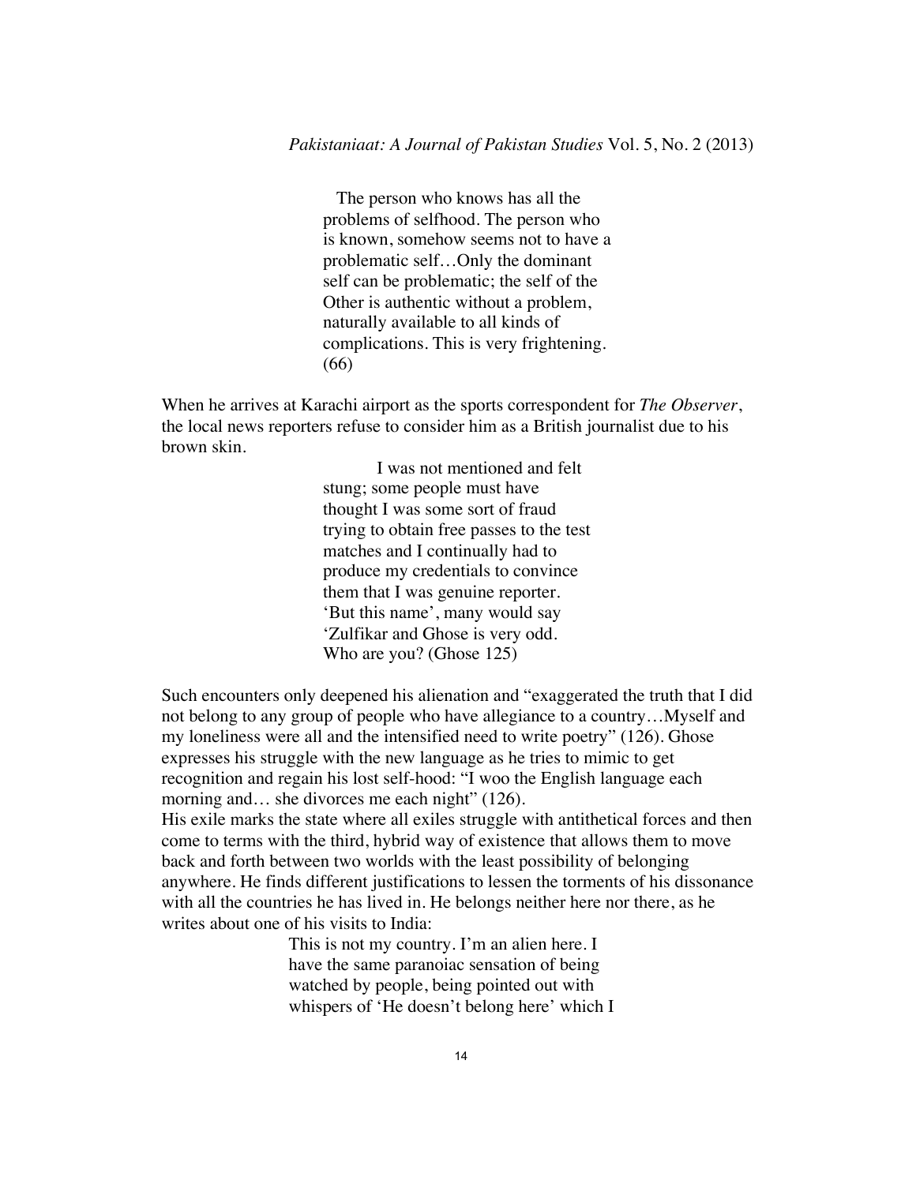> The person who knows has all the problems of selfhood. The person who is known, somehow seems not to have a problematic self…Only the dominant self can be problematic; the self of the Other is authentic without a problem, naturally available to all kinds of complications. This is very frightening. (66)

When he arrives at Karachi airport as the sports correspondent for *The Observer*, the local news reporters refuse to consider him as a British journalist due to his brown skin.

> I was not mentioned and felt stung; some people must have thought I was some sort of fraud trying to obtain free passes to the test matches and I continually had to produce my credentials to convince them that I was genuine reporter. 'But this name', many would say 'Zulfikar and Ghose is very odd. Who are you? (Ghose 125)

Such encounters only deepened his alienation and "exaggerated the truth that I did not belong to any group of people who have allegiance to a country…Myself and my loneliness were all and the intensified need to write poetry" (126). Ghose expresses his struggle with the new language as he tries to mimic to get recognition and regain his lost self-hood: "I woo the English language each morning and… she divorces me each night" (126).

His exile marks the state where all exiles struggle with antithetical forces and then come to terms with the third, hybrid way of existence that allows them to move back and forth between two worlds with the least possibility of belonging anywhere. He finds different justifications to lessen the torments of his dissonance with all the countries he has lived in. He belongs neither here nor there, as he writes about one of his visits to India:

> This is not my country. I'm an alien here. I have the same paranoiac sensation of being watched by people, being pointed out with whispers of 'He doesn't belong here' which I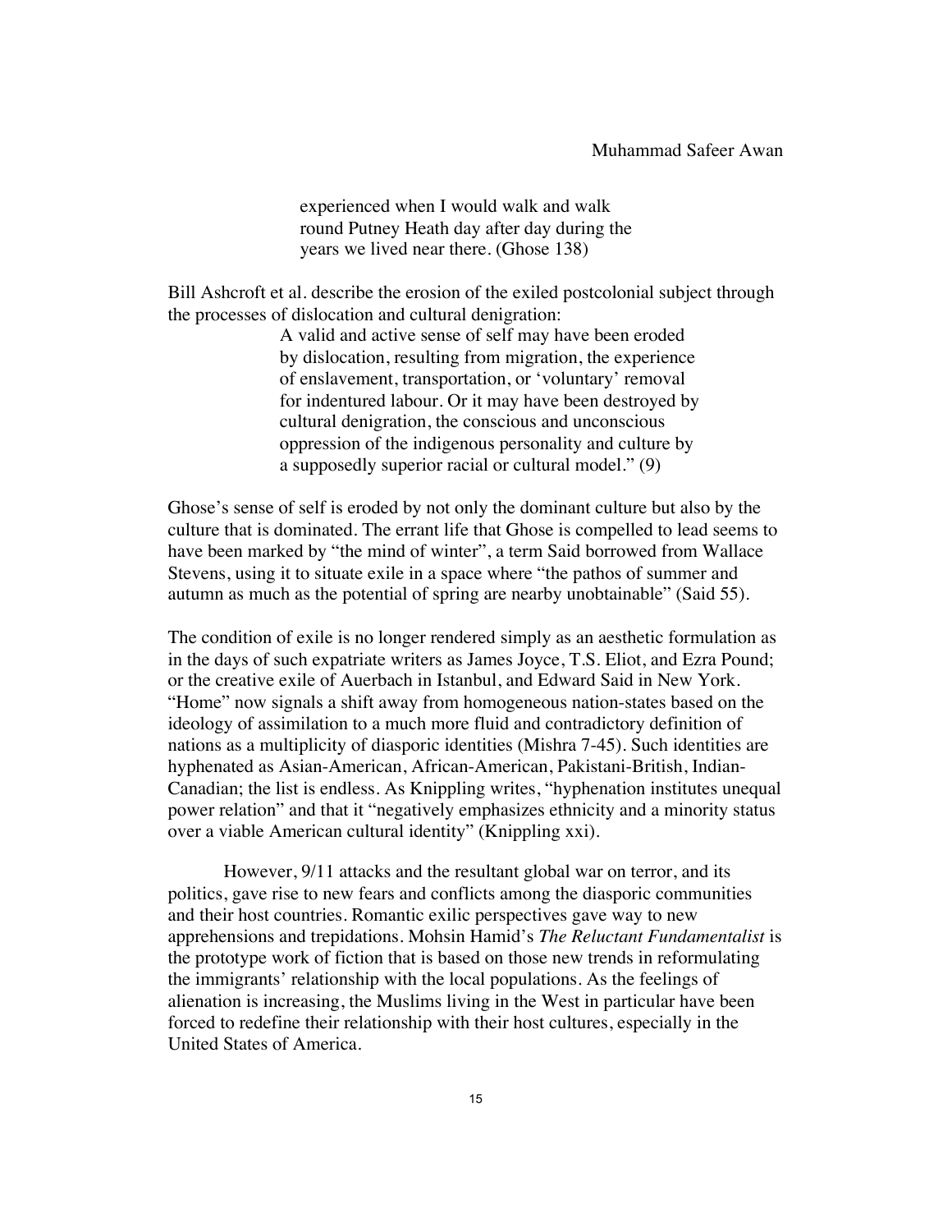> experienced when I would walk and walk round Putney Heath day after day during the years we lived near there. (Ghose 138)

Bill Ashcroft et al. describe the erosion of the exiled postcolonial subject through the processes of dislocation and cultural denigration:

> A valid and active sense of self may have been eroded by dislocation, resulting from migration, the experience of enslavement, transportation, or 'voluntary' removal for indentured labour. Or it may have been destroyed by cultural denigration, the conscious and unconscious oppression of the indigenous personality and culture by a supposedly superior racial or cultural model." (9)

Ghose's sense of self is eroded by not only the dominant culture but also by the culture that is dominated. The errant life that Ghose is compelled to lead seems to have been marked by "the mind of winter", a term Said borrowed from Wallace Stevens, using it to situate exile in a space where "the pathos of summer and autumn as much as the potential of spring are nearby unobtainable" (Said 55).

The condition of exile is no longer rendered simply as an aesthetic formulation as in the days of such expatriate writers as James Joyce, T.S. Eliot, and Ezra Pound; or the creative exile of Auerbach in Istanbul, and Edward Said in New York. "Home" now signals a shift away from homogeneous nation-states based on the ideology of assimilation to a much more fluid and contradictory definition of nations as a multiplicity of diasporic identities (Mishra 7-45). Such identities are hyphenated as Asian-American, African-American, Pakistani-British, Indian-Canadian; the list is endless. As Knippling writes, "hyphenation institutes unequal power relation" and that it "negatively emphasizes ethnicity and a minority status over a viable American cultural identity" (Knippling xxi).

However, 9/11 attacks and the resultant global war on terror, and its politics, gave rise to new fears and conflicts among the diasporic communities and their host countries. Romantic exilic perspectives gave way to new apprehensions and trepidations. Mohsin Hamid's *The Reluctant Fundamentalist* is the prototype work of fiction that is based on those new trends in reformulating the immigrants' relationship with the local populations. As the feelings of alienation is increasing, the Muslims living in the West in particular have been forced to redefine their relationship with their host cultures, especially in the United States of America.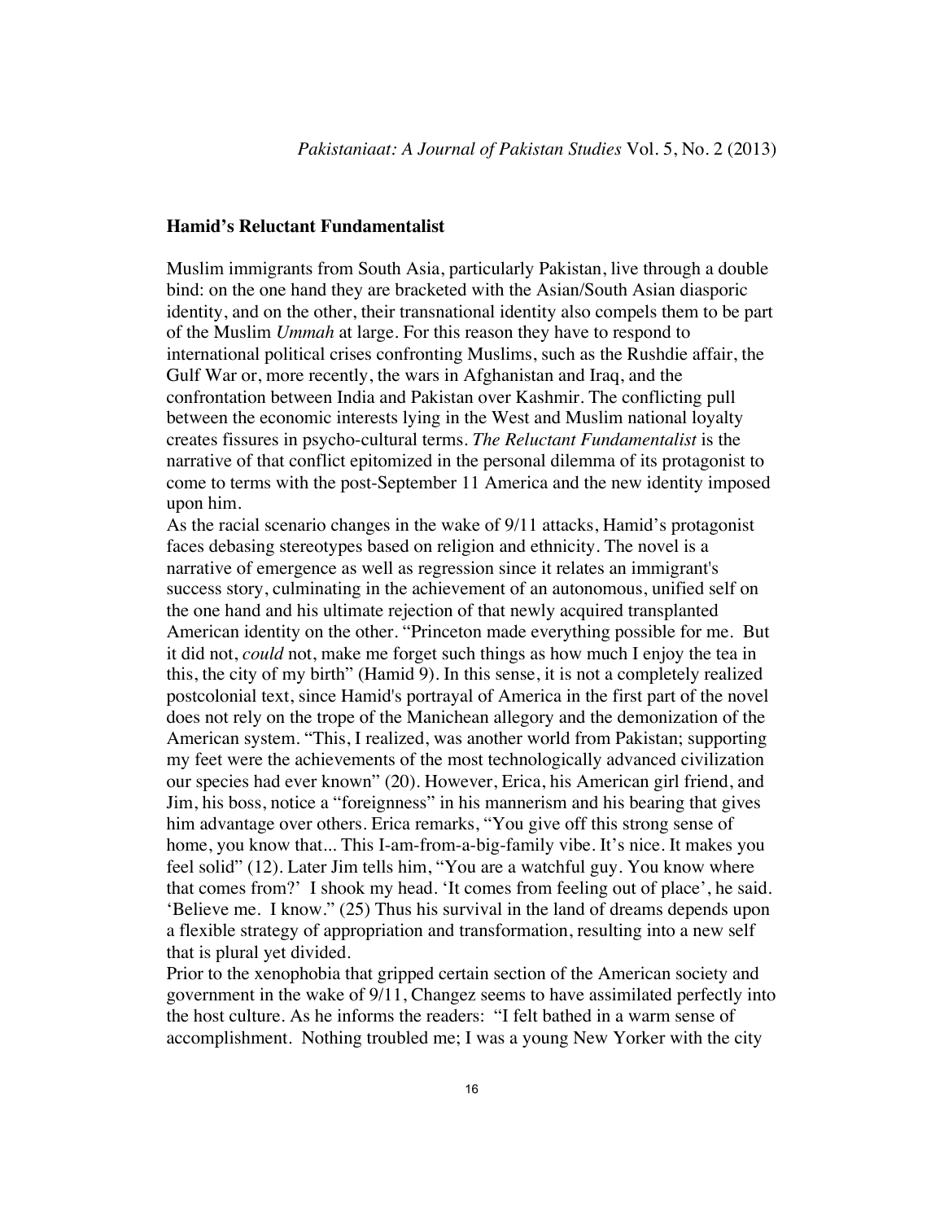**Hamid's Reluctant Fundamentalist**

Muslim immigrants from South Asia, particularly Pakistan, live through a double bind: on the one hand they are bracketed with the Asian/South Asian diasporic identity, and on the other, their transnational identity also compels them to be part of the Muslim *Ummah* at large. For this reason they have to respond to international political crises confronting Muslims, such as the Rushdie affair, the Gulf War or, more recently, the wars in Afghanistan and Iraq, and the confrontation between India and Pakistan over Kashmir. The conflicting pull between the economic interests lying in the West and Muslim national loyalty creates fissures in psycho-cultural terms. *The Reluctant Fundamentalist* is the narrative of that conflict epitomized in the personal dilemma of its protagonist to come to terms with the post-September 11 America and the new identity imposed upon him.

As the racial scenario changes in the wake of 9/11 attacks, Hamid's protagonist faces debasing stereotypes based on religion and ethnicity. The novel is a narrative of emergence as well as regression since it relates an immigrant's success story, culminating in the achievement of an autonomous, unified self on the one hand and his ultimate rejection of that newly acquired transplanted American identity on the other. "Princeton made everything possible for me. But it did not, *could* not, make me forget such things as how much I enjoy the tea in this, the city of my birth" (Hamid 9). In this sense, it is not a completely realized postcolonial text, since Hamid's portrayal of America in the first part of the novel does not rely on the trope of the Manichean allegory and the demonization of the American system. "This, I realized, was another world from Pakistan; supporting my feet were the achievements of the most technologically advanced civilization our species had ever known" (20). However, Erica, his American girl friend, and Jim, his boss, notice a "foreignness" in his mannerism and his bearing that gives him advantage over others. Erica remarks, "You give off this strong sense of home, you know that... This I-am-from-a-big-family vibe. It's nice. It makes you feel solid" (12). Later Jim tells him, "You are a watchful guy. You know where that comes from?' I shook my head. 'It comes from feeling out of place', he said. 'Believe me. I know." (25) Thus his survival in the land of dreams depends upon a flexible strategy of appropriation and transformation, resulting into a new self that is plural yet divided.

Prior to the xenophobia that gripped certain section of the American society and government in the wake of 9/11, Changez seems to have assimilated perfectly into the host culture. As he informs the readers: "I felt bathed in a warm sense of accomplishment. Nothing troubled me; I was a young New Yorker with the city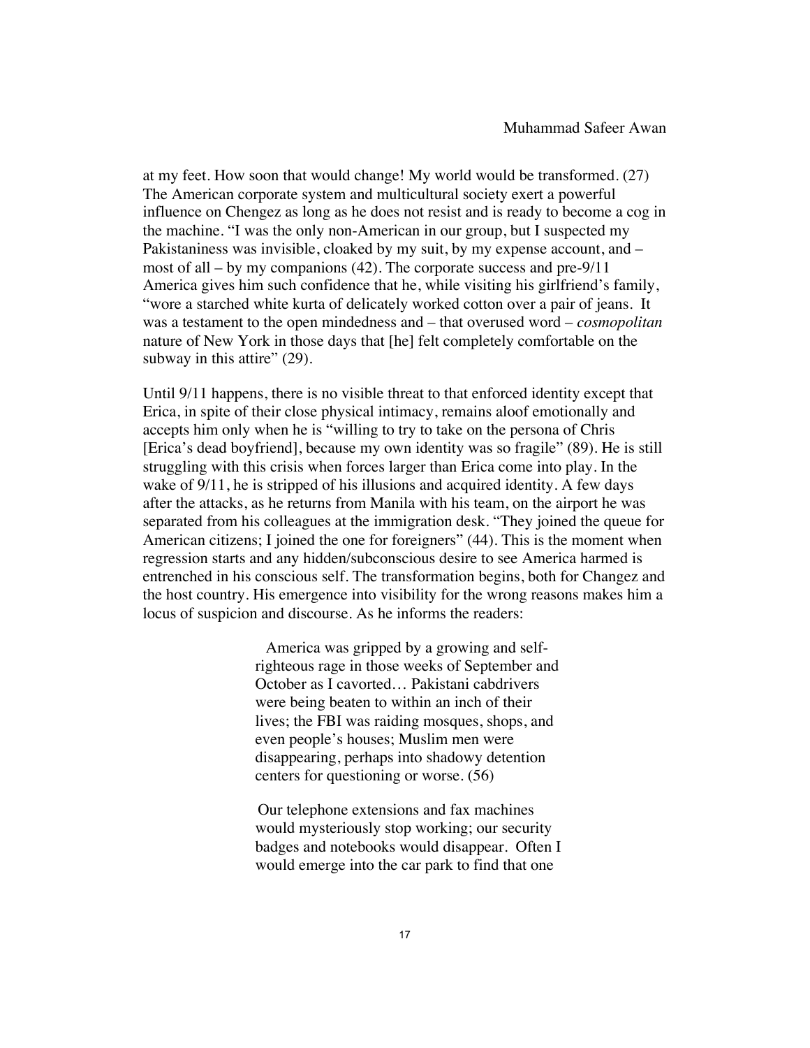at my feet. How soon that would change! My world would be transformed. (27) The American corporate system and multicultural society exert a powerful influence on Chengez as long as he does not resist and is ready to become a cog in the machine. "I was the only non-American in our group, but I suspected my Pakistaniness was invisible, cloaked by my suit, by my expense account, and – most of all – by my companions (42). The corporate success and pre-9/11 America gives him such confidence that he, while visiting his girlfriend's family, "wore a starched white kurta of delicately worked cotton over a pair of jeans. It was a testament to the open mindedness and – that overused word – *cosmopolitan* nature of New York in those days that [he] felt completely comfortable on the subway in this attire" (29).

Until 9/11 happens, there is no visible threat to that enforced identity except that Erica, in spite of their close physical intimacy, remains aloof emotionally and accepts him only when he is "willing to try to take on the persona of Chris [Erica's dead boyfriend], because my own identity was so fragile" (89). He is still struggling with this crisis when forces larger than Erica come into play. In the wake of 9/11, he is stripped of his illusions and acquired identity. A few days after the attacks, as he returns from Manila with his team, on the airport he was separated from his colleagues at the immigration desk. "They joined the queue for American citizens; I joined the one for foreigners" (44). This is the moment when regression starts and any hidden/subconscious desire to see America harmed is entrenched in his conscious self. The transformation begins, both for Changez and the host country. His emergence into visibility for the wrong reasons makes him a locus of suspicion and discourse. As he informs the readers:

> America was gripped by a growing and self-righteous rage in those weeks of September and October as I cavorted… Pakistani cabdrivers were being beaten to within an inch of their lives; the FBI was raiding mosques, shops, and even people's houses; Muslim men were disappearing, perhaps into shadowy detention centers for questioning or worse. (56)

> Our telephone extensions and fax machines would mysteriously stop working; our security badges and notebooks would disappear. Often I would emerge into the car park to find that one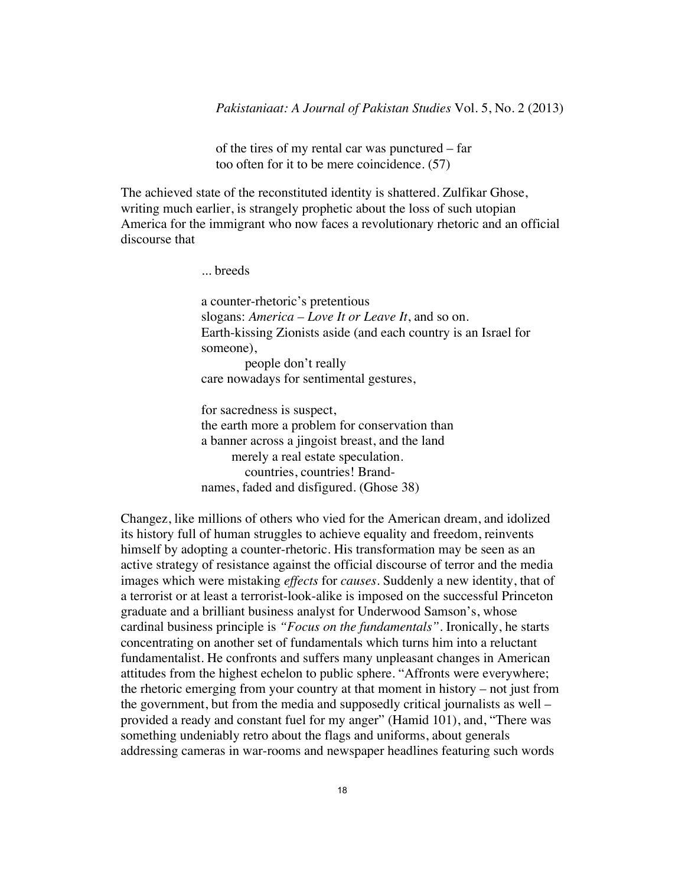of the tires of my rental car was punctured – far
too often for it to be mere coincidence. (57)

The achieved state of the reconstituted identity is shattered. Zulfikar Ghose, writing much earlier, is strangely prophetic about the loss of such utopian America for the immigrant who now faces a revolutionary rhetoric and an official discourse that

> ... breeds
>
> a counter-rhetoric's pretentious
> slogans: *America – Love It or Leave It*, and so on.
> Earth-kissing Zionists aside (and each country is an Israel for someone),
> people don't really
> care nowadays for sentimental gestures,
>
> for sacredness is suspect,
> the earth more a problem for conservation than
> a banner across a jingoist breast, and the land
> merely a real estate speculation.
> countries, countries! Brand-
> names, faded and disfigured. (Ghose 38)

Changez, like millions of others who vied for the American dream, and idolized its history full of human struggles to achieve equality and freedom, reinvents himself by adopting a counter-rhetoric. His transformation may be seen as an active strategy of resistance against the official discourse of terror and the media images which were mistaking *effects* for *causes*. Suddenly a new identity, that of a terrorist or at least a terrorist-look-alike is imposed on the successful Princeton graduate and a brilliant business analyst for Underwood Samson's, whose cardinal business principle is *"Focus on the fundamentals"*. Ironically, he starts concentrating on another set of fundamentals which turns him into a reluctant fundamentalist. He confronts and suffers many unpleasant changes in American attitudes from the highest echelon to public sphere. "Affronts were everywhere; the rhetoric emerging from your country at that moment in history – not just from the government, but from the media and supposedly critical journalists as well – provided a ready and constant fuel for my anger" (Hamid 101), and, "There was something undeniably retro about the flags and uniforms, about generals addressing cameras in war-rooms and newspaper headlines featuring such words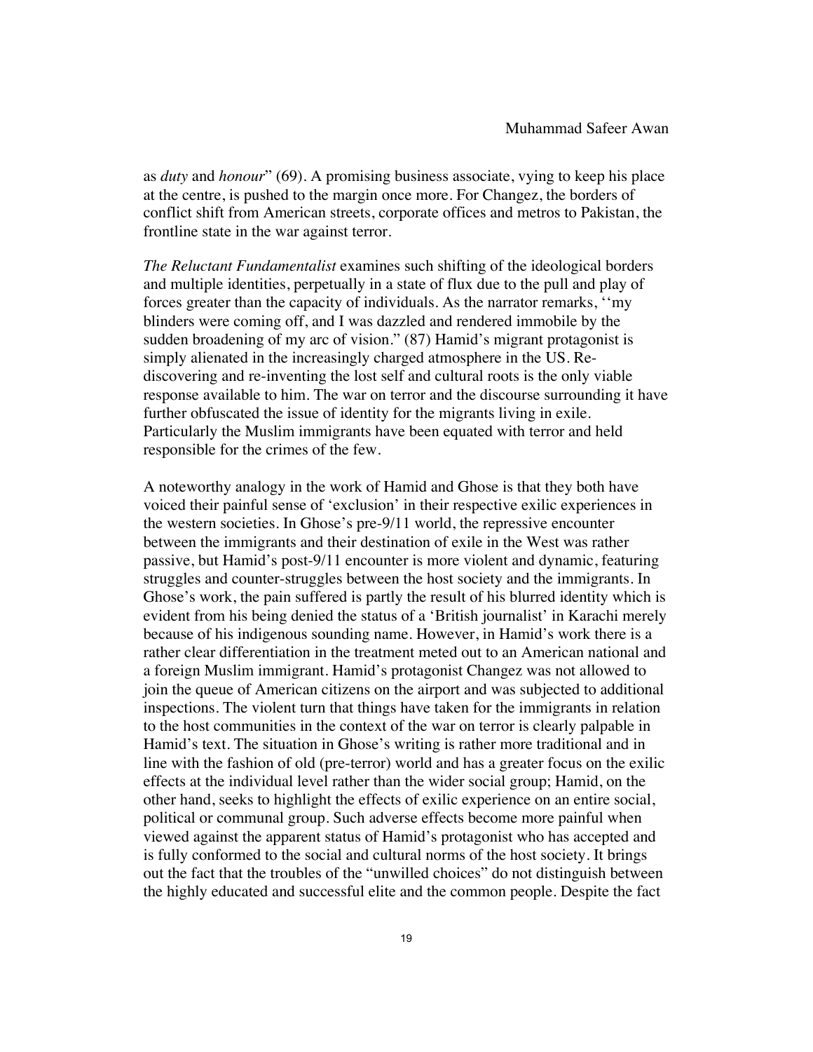as *duty* and *honour*" (69). A promising business associate, vying to keep his place at the centre, is pushed to the margin once more. For Changez, the borders of conflict shift from American streets, corporate offices and metros to Pakistan, the frontline state in the war against terror.

*The Reluctant Fundamentalist* examines such shifting of the ideological borders and multiple identities, perpetually in a state of flux due to the pull and play of forces greater than the capacity of individuals. As the narrator remarks, ''my blinders were coming off, and I was dazzled and rendered immobile by the sudden broadening of my arc of vision." (87) Hamid's migrant protagonist is simply alienated in the increasingly charged atmosphere in the US. Re-discovering and re-inventing the lost self and cultural roots is the only viable response available to him. The war on terror and the discourse surrounding it have further obfuscated the issue of identity for the migrants living in exile. Particularly the Muslim immigrants have been equated with terror and held responsible for the crimes of the few.

A noteworthy analogy in the work of Hamid and Ghose is that they both have voiced their painful sense of 'exclusion' in their respective exilic experiences in the western societies. In Ghose's pre-9/11 world, the repressive encounter between the immigrants and their destination of exile in the West was rather passive, but Hamid's post-9/11 encounter is more violent and dynamic, featuring struggles and counter-struggles between the host society and the immigrants. In Ghose's work, the pain suffered is partly the result of his blurred identity which is evident from his being denied the status of a 'British journalist' in Karachi merely because of his indigenous sounding name. However, in Hamid's work there is a rather clear differentiation in the treatment meted out to an American national and a foreign Muslim immigrant. Hamid's protagonist Changez was not allowed to join the queue of American citizens on the airport and was subjected to additional inspections. The violent turn that things have taken for the immigrants in relation to the host communities in the context of the war on terror is clearly palpable in Hamid's text. The situation in Ghose's writing is rather more traditional and in line with the fashion of old (pre-terror) world and has a greater focus on the exilic effects at the individual level rather than the wider social group; Hamid, on the other hand, seeks to highlight the effects of exilic experience on an entire social, political or communal group. Such adverse effects become more painful when viewed against the apparent status of Hamid's protagonist who has accepted and is fully conformed to the social and cultural norms of the host society. It brings out the fact that the troubles of the "unwilled choices" do not distinguish between the highly educated and successful elite and the common people. Despite the fact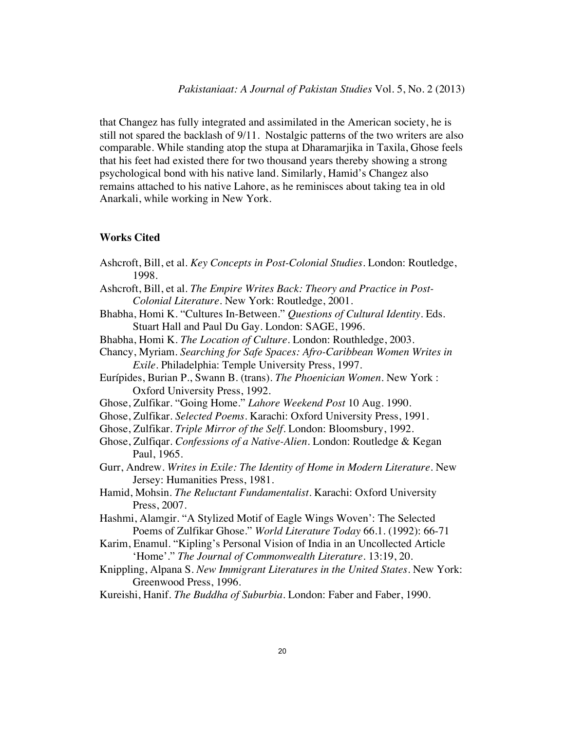that Changez has fully integrated and assimilated in the American society, he is still not spared the backlash of 9/11. Nostalgic patterns of the two writers are also comparable. While standing atop the stupa at Dharamarjika in Taxila, Ghose feels that his feet had existed there for two thousand years thereby showing a strong psychological bond with his native land. Similarly, Hamid's Changez also remains attached to his native Lahore, as he reminisces about taking tea in old Anarkali, while working in New York.

## Works Cited

Ashcroft, Bill, et al. *Key Concepts in Post-Colonial Studies*. London: Routledge, 1998.

Ashcroft, Bill, et al. *The Empire Writes Back: Theory and Practice in Post-Colonial Literature*. New York: Routledge, 2001.

Bhabha, Homi K. "Cultures In-Between." *Questions of Cultural Identity*. Eds. Stuart Hall and Paul Du Gay. London: SAGE, 1996.

Bhabha, Homi K. *The Location of Culture*. London: Routhledge, 2003.

Chancy, Myriam. *Searching for Safe Spaces: Afro-Caribbean Women Writes in Exile*. Philadelphia: Temple University Press, 1997.

Eurípides, Burian P., Swann B. (trans). *The Phoenician Women*. New York : Oxford University Press, 1992.

Ghose, Zulfikar. "Going Home." *Lahore Weekend Post* 10 Aug. 1990.

Ghose, Zulfikar. *Selected Poems*. Karachi: Oxford University Press, 1991.

Ghose, Zulfikar. *Triple Mirror of the Self*. London: Bloomsbury, 1992.

Ghose, Zulfiqar. *Confessions of a Native-Alien*. London: Routledge & Kegan Paul, 1965.

Gurr, Andrew. *Writes in Exile: The Identity of Home in Modern Literature*. New Jersey: Humanities Press, 1981.

Hamid, Mohsin. *The Reluctant Fundamentalist*. Karachi: Oxford University Press, 2007.

Hashmi, Alamgir. "A Stylized Motif of Eagle Wings Woven': The Selected Poems of Zulfikar Ghose." *World Literature Today* 66.1. (1992): 66-71

Karim, Enamul. "Kipling's Personal Vision of India in an Uncollected Article 'Home'." *The Journal of Commonwealth Literature*. 13:19, 20.

Knippling, Alpana S. *New Immigrant Literatures in the United States*. New York: Greenwood Press, 1996.

Kureishi, Hanif. *The Buddha of Suburbia*. London: Faber and Faber, 1990.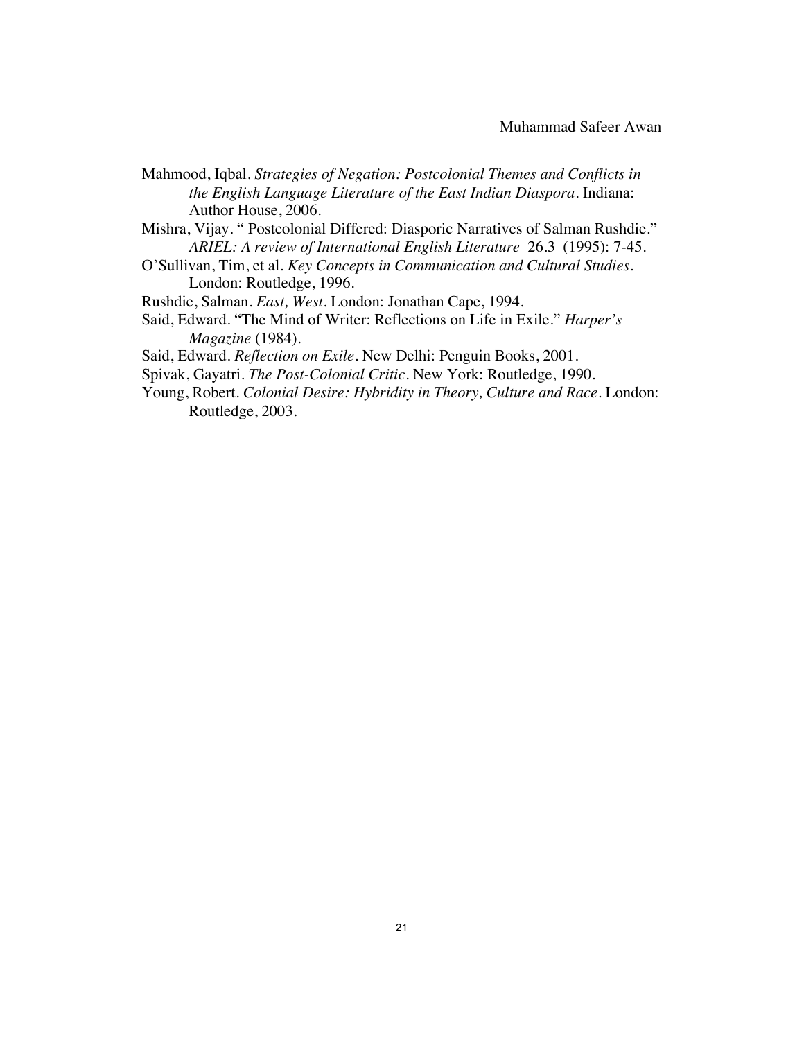Mahmood, Iqbal. *Strategies of Negation: Postcolonial Themes and Conflicts in the English Language Literature of the East Indian Diaspora*. Indiana: Author House, 2006.

Mishra, Vijay. " Postcolonial Differed: Diasporic Narratives of Salman Rushdie." *ARIEL: A review of International English Literature* 26.3 (1995): 7-45.

O'Sullivan, Tim, et al. *Key Concepts in Communication and Cultural Studies*. London: Routledge, 1996.

Rushdie, Salman. *East, West*. London: Jonathan Cape, 1994.

Said, Edward. "The Mind of Writer: Reflections on Life in Exile." *Harper's Magazine* (1984).

Said, Edward. *Reflection on Exile*. New Delhi: Penguin Books, 2001.

Spivak, Gayatri. *The Post-Colonial Critic*. New York: Routledge, 1990.

Young, Robert. *Colonial Desire: Hybridity in Theory, Culture and Race*. London: Routledge, 2003.